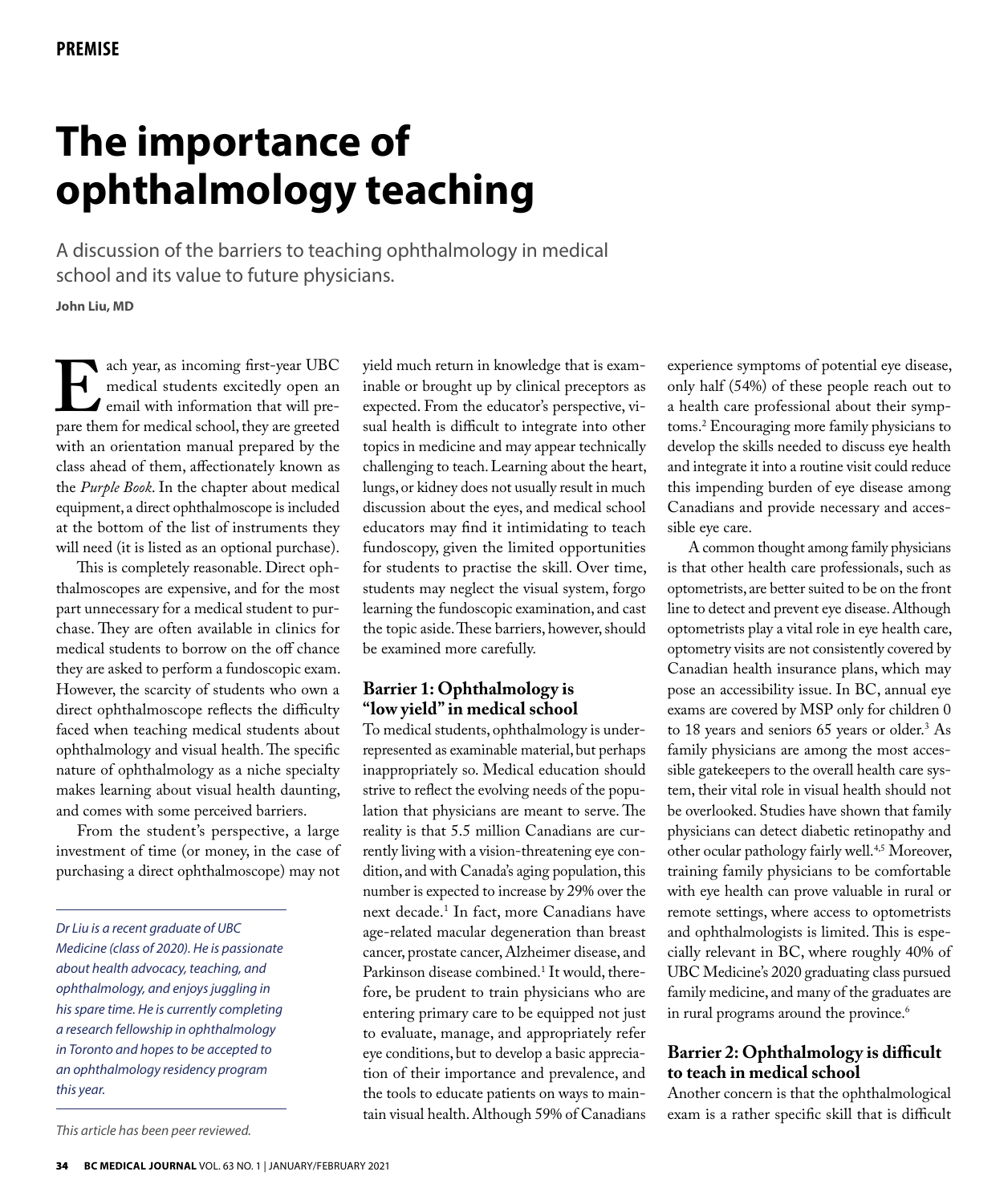PREMISE

# The importance of ophthalmology teaching

A discussion of the barriers to teaching ophthalmology in medical school and its value to future physicians.

**John Liu, MD**

Each year, as incoming first-year UBC medical students excitedly open an email with information that will prepare them for medical school, they are greeted with an orientation manual prepared by the class ahead of them, affectionately known as the *Purple Book*. In the chapter about medical equipment, a direct ophthalmoscope is included at the bottom of the list of instruments they will need (it is listed as an optional purchase).

This is completely reasonable. Direct ophthalmoscopes are expensive, and for the most part unnecessary for a medical student to purchase. They are often available in clinics for medical students to borrow on the off chance they are asked to perform a fundoscopic exam. However, the scarcity of students who own a direct ophthalmoscope reflects the difficulty faced when teaching medical students about ophthalmology and visual health. The specific nature of ophthalmology as a niche specialty makes learning about visual health daunting, and comes with some perceived barriers.

From the student's perspective, a large investment of time (or money, in the case of purchasing a direct ophthalmoscope) may not yield much return in knowledge that is examinable or brought up by clinical preceptors as expected. From the educator's perspective, visual health is difficult to integrate into other topics in medicine and may appear technically challenging to teach. Learning about the heart, lungs, or kidney does not usually result in much discussion about the eyes, and medical school educators may find it intimidating to teach fundoscopy, given the limited opportunities for students to practise the skill. Over time, students may neglect the visual system, forgo learning the fundoscopic examination, and cast the topic aside. These barriers, however, should be examined more carefully.

*Dr Liu is a recent graduate of UBC Medicine (class of 2020). He is passionate about health advocacy, teaching, and ophthalmology, and enjoys juggling in his spare time. He is currently completing a research fellowship in ophthalmology in Toronto and hopes to be accepted to an ophthalmology residency program this year.*

*This article has been peer reviewed.*

## Barrier 1: Ophthalmology is "low yield" in medical school

To medical students, ophthalmology is underrepresented as examinable material, but perhaps inappropriately so. Medical education should strive to reflect the evolving needs of the population that physicians are meant to serve. The reality is that 5.5 million Canadians are currently living with a vision-threatening eye condition, and with Canada's aging population, this number is expected to increase by 29% over the next decade.[1] In fact, more Canadians have age-related macular degeneration than breast cancer, prostate cancer, Alzheimer disease, and Parkinson disease combined.[1] It would, therefore, be prudent to train physicians who are entering primary care to be equipped not just to evaluate, manage, and appropriately refer eye conditions, but to develop a basic appreciation of their importance and prevalence, and the tools to educate patients on ways to maintain visual health. Although 59% of Canadians experience symptoms of potential eye disease, only half (54%) of these people reach out to a health care professional about their symptoms.[2] Encouraging more family physicians to develop the skills needed to discuss eye health and integrate it into a routine visit could reduce this impending burden of eye disease among Canadians and provide necessary and accessible eye care.

A common thought among family physicians is that other health care professionals, such as optometrists, are better suited to be on the front line to detect and prevent eye disease. Although optometrists play a vital role in eye health care, optometry visits are not consistently covered by Canadian health insurance plans, which may pose an accessibility issue. In BC, annual eye exams are covered by MSP only for children 0 to 18 years and seniors 65 years or older.[3] As family physicians are among the most accessible gatekeepers to the overall health care system, their vital role in visual health should not be overlooked. Studies have shown that family physicians can detect diabetic retinopathy and other ocular pathology fairly well.[4,5] Moreover, training family physicians to be comfortable with eye health can prove valuable in rural or remote settings, where access to optometrists and ophthalmologists is limited. This is especially relevant in BC, where roughly 40% of UBC Medicine's 2020 graduating class pursued family medicine, and many of the graduates are in rural programs around the province.[6]

## Barrier 2: Ophthalmology is difficult to teach in medical school

Another concern is that the ophthalmological exam is a rather specific skill that is difficult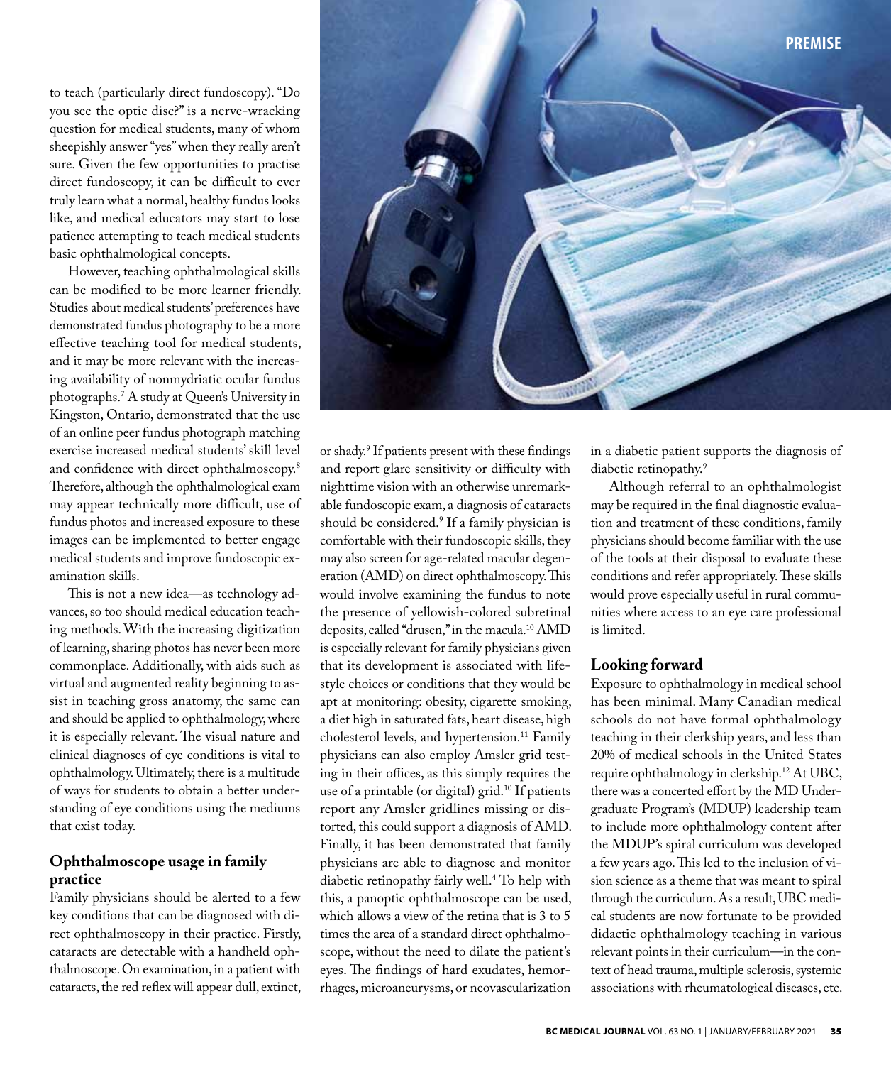to teach (particularly direct fundoscopy). "Do you see the optic disc?" is a nerve-wracking question for medical students, many of whom sheepishly answer "yes" when they really aren't sure. Given the few opportunities to practise direct fundoscopy, it can be difficult to ever truly learn what a normal, healthy fundus looks like, and medical educators may start to lose patience attempting to teach medical students basic ophthalmological concepts.

However, teaching ophthalmological skills can be modified to be more learner friendly. Studies about medical students' preferences have demonstrated fundus photography to be a more effective teaching tool for medical students, and it may be more relevant with the increasing availability of nonmydriatic ocular fundus photographs.[7] A study at Queen's University in Kingston, Ontario, demonstrated that the use of an online peer fundus photograph matching exercise increased medical students' skill level and confidence with direct ophthalmoscopy.[8] Therefore, although the ophthalmological exam may appear technically more difficult, use of fundus photos and increased exposure to these images can be implemented to better engage medical students and improve fundoscopic examination skills.

This is not a new idea—as technology advances, so too should medical education teaching methods. With the increasing digitization of learning, sharing photos has never been more commonplace. Additionally, with aids such as virtual and augmented reality beginning to assist in teaching gross anatomy, the same can and should be applied to ophthalmology, where it is especially relevant. The visual nature and clinical diagnoses of eye conditions is vital to ophthalmology. Ultimately, there is a multitude of ways for students to obtain a better understanding of eye conditions using the mediums that exist today.

## Ophthalmoscope usage in family practice

Family physicians should be alerted to a few key conditions that can be diagnosed with direct ophthalmoscopy in their practice. Firstly, cataracts are detectable with a handheld ophthalmoscope. On examination, in a patient with cataracts, the red reflex will appear dull, extinct, or shady.[9] If patients present with these findings and report glare sensitivity or difficulty with nighttime vision with an otherwise unremarkable fundoscopic exam, a diagnosis of cataracts should be considered.[9] If a family physician is comfortable with their fundoscopic skills, they may also screen for age-related macular degeneration (AMD) on direct ophthalmoscopy. This would involve examining the fundus to note the presence of yellowish-colored subretinal deposits, called "drusen," in the macula.[10] AMD is especially relevant for family physicians given that its development is associated with lifestyle choices or conditions that they would be apt at monitoring: obesity, cigarette smoking, a diet high in saturated fats, heart disease, high cholesterol levels, and hypertension.[11] Family physicians can also employ Amsler grid testing in their offices, as this simply requires the use of a printable (or digital) grid.[10] If patients report any Amsler gridlines missing or distorted, this could support a diagnosis of AMD. Finally, it has been demonstrated that family physicians are able to diagnose and monitor diabetic retinopathy fairly well.[4] To help with this, a panoptic ophthalmoscope can be used, which allows a view of the retina that is 3 to 5 times the area of a standard direct ophthalmoscope, without the need to dilate the patient's eyes. The findings of hard exudates, hemorrhages, microaneurysms, or neovascularization in a diabetic patient supports the diagnosis of diabetic retinopathy.[9]

Although referral to an ophthalmologist may be required in the final diagnostic evaluation and treatment of these conditions, family physicians should become familiar with the use of the tools at their disposal to evaluate these conditions and refer appropriately. These skills would prove especially useful in rural communities where access to an eye care professional is limited.

## Looking forward

Exposure to ophthalmology in medical school has been minimal. Many Canadian medical schools do not have formal ophthalmology teaching in their clerkship years, and less than 20% of medical schools in the United States require ophthalmology in clerkship.[12] At UBC, there was a concerted effort by the MD Undergraduate Program's (MDUP) leadership team to include more ophthalmology content after the MDUP's spiral curriculum was developed a few years ago. This led to the inclusion of vision science as a theme that was meant to spiral through the curriculum. As a result, UBC medical students are now fortunate to be provided didactic ophthalmology teaching in various relevant points in their curriculum—in the context of head trauma, multiple sclerosis, systemic associations with rheumatological diseases, etc.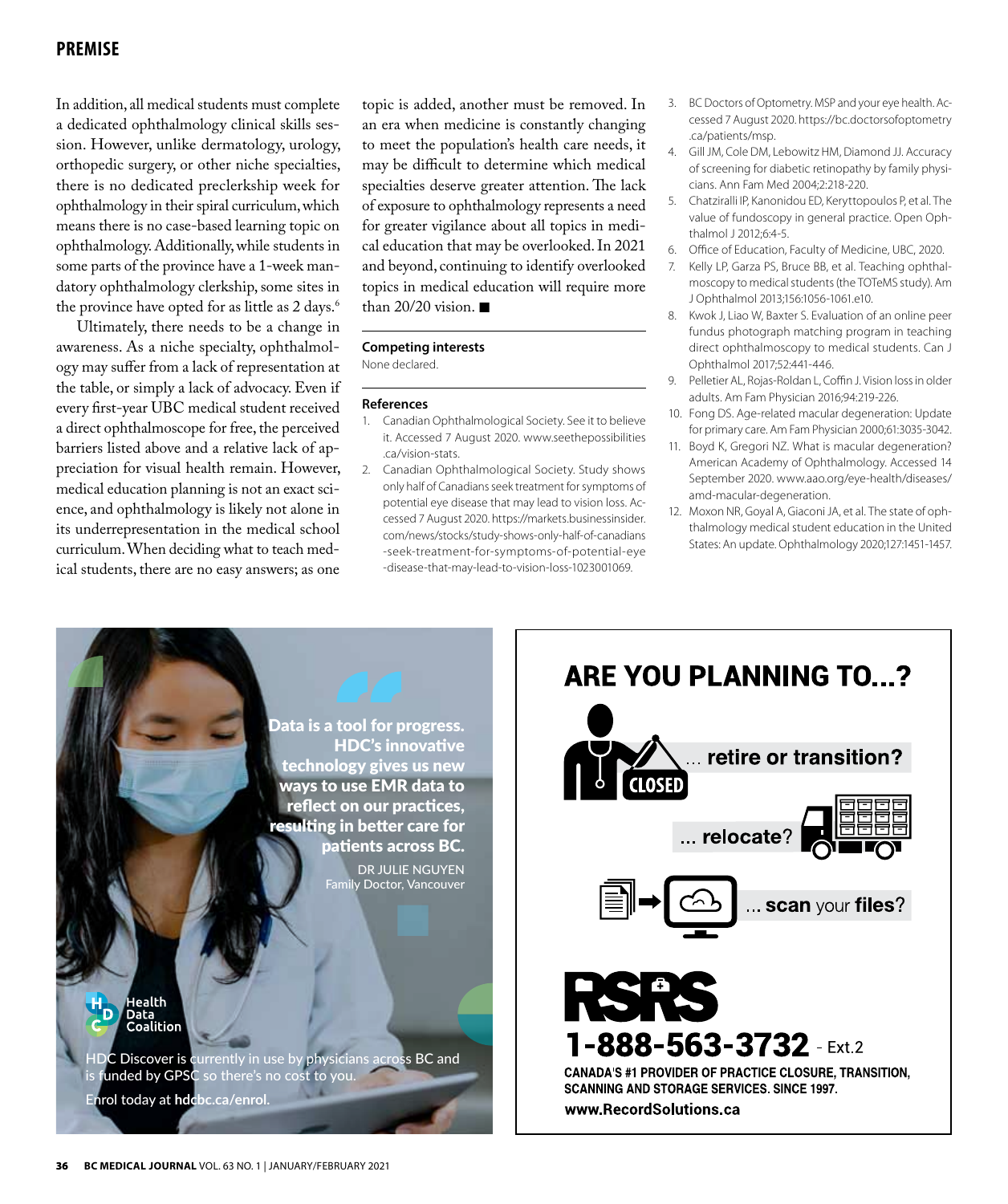In addition, all medical students must complete a dedicated ophthalmology clinical skills session. However, unlike dermatology, urology, orthopedic surgery, or other niche specialties, there is no dedicated preclerkship week for ophthalmology in their spiral curriculum, which means there is no case-based learning topic on ophthalmology. Additionally, while students in some parts of the province have a 1-week mandatory ophthalmology clerkship, some sites in the province have opted for as little as 2 days.[6]

Ultimately, there needs to be a change in awareness. As a niche specialty, ophthalmology may suffer from a lack of representation at the table, or simply a lack of advocacy. Even if every first-year UBC medical student received a direct ophthalmoscope for free, the perceived barriers listed above and a relative lack of appreciation for visual health remain. However, medical education planning is not an exact science, and ophthalmology is likely not alone in its underrepresentation in the medical school curriculum. When deciding what to teach medical students, there are no easy answers; as one topic is added, another must be removed. In an era when medicine is constantly changing to meet the population's health care needs, it may be difficult to determine which medical specialties deserve greater attention. The lack of exposure to ophthalmology represents a need for greater vigilance about all topics in medical education that may be overlooked. In 2021 and beyond, continuing to identify overlooked topics in medical education will require more than 20/20 vision. ■

## Competing interests

None declared.

## References

1. Canadian Ophthalmological Society. See it to believe it. Accessed 7 August 2020. www.seethepossibilities.ca/vision-stats.
2. Canadian Ophthalmological Society. Study shows only half of Canadians seek treatment for symptoms of potential eye disease that may lead to vision loss. Accessed 7 August 2020. https://markets.businessinsider.com/news/stocks/study-shows-only-half-of-canadians-seek-treatment-for-symptoms-of-potential-eye-disease-that-may-lead-to-vision-loss-1023001069.
3. BC Doctors of Optometry. MSP and your eye health. Accessed 7 August 2020. https://bc.doctorsofoptometry.ca/patients/msp.
4. Gill JM, Cole DM, Lebowitz HM, Diamond JJ. Accuracy of screening for diabetic retinopathy by family physicians. Ann Fam Med 2004;2:218-220.
5. Chatziralli IP, Kanonidou ED, Keryttopoulos P, et al. The value of fundoscopy in general practice. Open Ophthalmol J 2012;6:4-5.
6. Office of Education, Faculty of Medicine, UBC, 2020.
7. Kelly LP, Garza PS, Bruce BB, et al. Teaching ophthalmoscopy to medical students (the TOTeMS study). Am J Ophthalmol 2013;156:1056-1061.e10.
8. Kwok J, Liao W, Baxter S. Evaluation of an online peer fundus photograph matching program in teaching direct ophthalmoscopy to medical students. Can J Ophthalmol 2017;52:441-446.
9. Pelletier AL, Rojas-Roldan L, Coffin J. Vision loss in older adults. Am Fam Physician 2016;94:219-226.
10. Fong DS. Age-related macular degeneration: Update for primary care. Am Fam Physician 2000;61:3035-3042.
11. Boyd K, Gregori NZ. What is macular degeneration? American Academy of Ophthalmology. Accessed 14 September 2020. www.aao.org/eye-health/diseases/amd-macular-degeneration.
12. Moxon NR, Goyal A, Giaconi JA, et al. The state of ophthalmology medical student education in the United States: An update. Ophthalmology 2020;127:1451-1457.